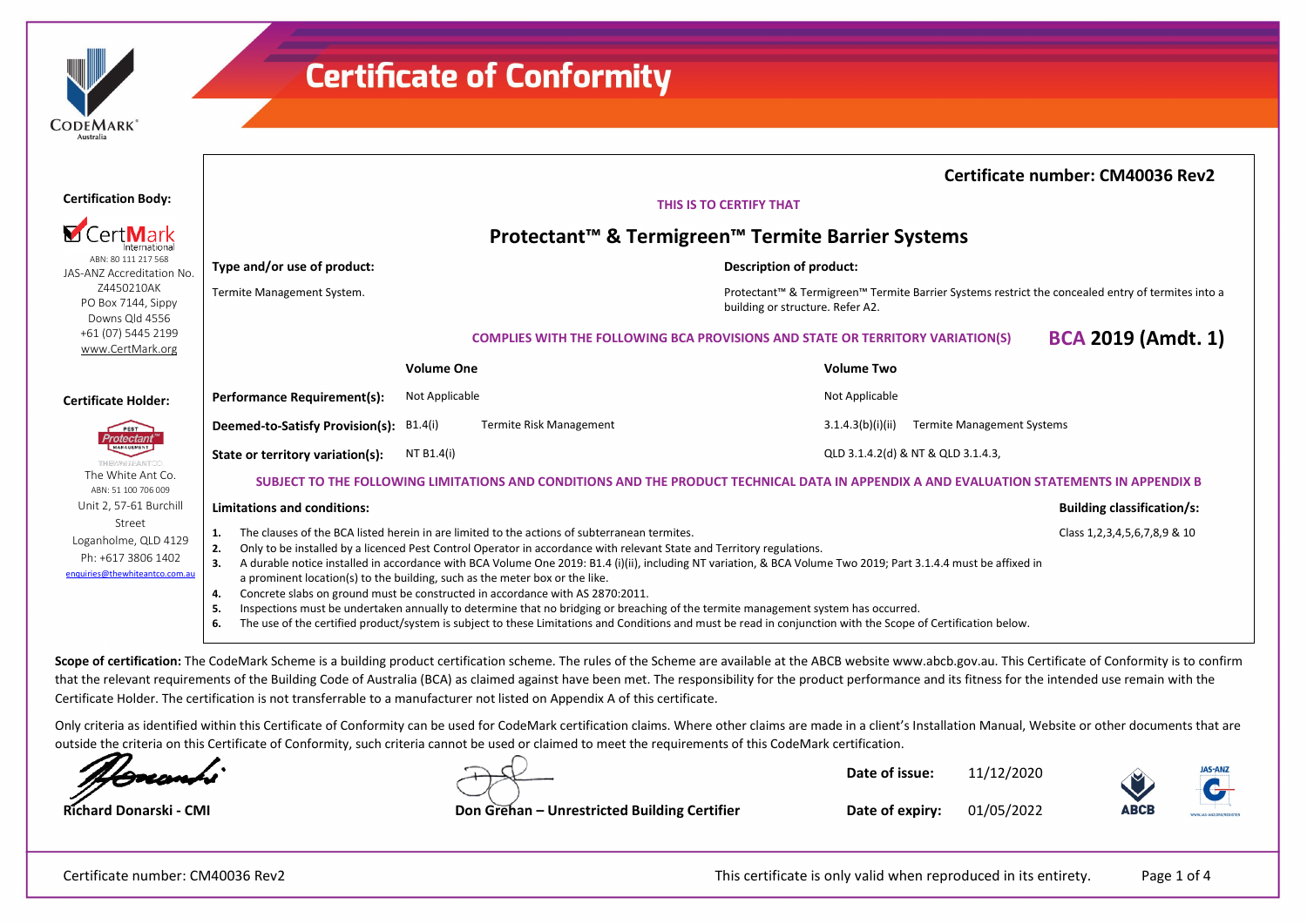# Certificate of Conformity

**Certification Body:**

CertMark International
ABN: 80 111 217 568
JAS-ANZ Accreditation No. Z4450210AK
PO Box 7144, Sippy Downs Qld 4556
+61 (07) 5445 2199
www.CertMark.org

**Certificate Holder:**

The White Ant Co.
ABN: 51 100 706 009
Unit 2, 57-61 Burchill Street
Loganholme, QLD 4129
Ph: +617 3806 1402
enquiries@thewhiteantco.com.au

## Certificate number: CM40036 Rev2

THIS IS TO CERTIFY THAT

## Protectant™ & Termigreen™ Termite Barrier Systems

**Type and/or use of product:**

Termite Management System.

**Description of product:**

Protectant™ & Termigreen™ Termite Barrier Systems restrict the concealed entry of termites into a building or structure. Refer A2.

COMPLIES WITH THE FOLLOWING BCA PROVISIONS AND STATE OR TERRITORY VARIATION(S) **BCA 2019 (Amdt. 1)**

| | Volume One | | Volume Two | |
|---|---|---|---|---|
| **Performance Requirement(s):** | Not Applicable | | Not Applicable | |
| **Deemed-to-Satisfy Provision(s):** | B1.4(i) | Termite Risk Management | 3.1.4.3(b)(i)(ii) | Termite Management Systems |
| **State or territory variation(s):** | NT B1.4(i) | | QLD 3.1.4.2(d) & NT & QLD 3.1.4.3, | |

SUBJECT TO THE FOLLOWING LIMITATIONS AND CONDITIONS AND THE PRODUCT TECHNICAL DATA IN APPENDIX A AND EVALUATION STATEMENTS IN APPENDIX B

**Limitations and conditions:**

1. The clauses of the BCA listed herein in are limited to the actions of subterranean termites.
2. Only to be installed by a licenced Pest Control Operator in accordance with relevant State and Territory regulations.
3. A durable notice installed in accordance with BCA Volume One 2019: B1.4 (i)(ii), including NT variation, & BCA Volume Two 2019; Part 3.1.4.4 must be affixed in a prominent location(s) to the building, such as the meter box or the like.
4. Concrete slabs on ground must be constructed in accordance with AS 2870:2011.
5. Inspections must be undertaken annually to determine that no bridging or breaching of the termite management system has occurred.
6. The use of the certified product/system is subject to these Limitations and Conditions and must be read in conjunction with the Scope of Certification below.

**Building classification/s:**

Class 1,2,3,4,5,6,7,8,9 & 10

**Scope of certification:** The CodeMark Scheme is a building product certification scheme. The rules of the Scheme are available at the ABCB website www.abcb.gov.au. This Certificate of Conformity is to confirm that the relevant requirements of the Building Code of Australia (BCA) as claimed against have been met. The responsibility for the product performance and its fitness for the intended use remain with the Certificate Holder. The certification is not transferrable to a manufacturer not listed on Appendix A of this certificate.

Only criteria as identified within this Certificate of Conformity can be used for CodeMark certification claims. Where other claims are made in a client's Installation Manual, Website or other documents that are outside the criteria on this Certificate of Conformity, such criteria cannot be used or claimed to meet the requirements of this CodeMark certification.

**Richard Donarski - CMI**

**Don Grehan – Unrestricted Building Certifier**

**Date of issue:** 11/12/2020

**Date of expiry:** 01/05/2022

This certificate is only valid when reproduced in its entirety.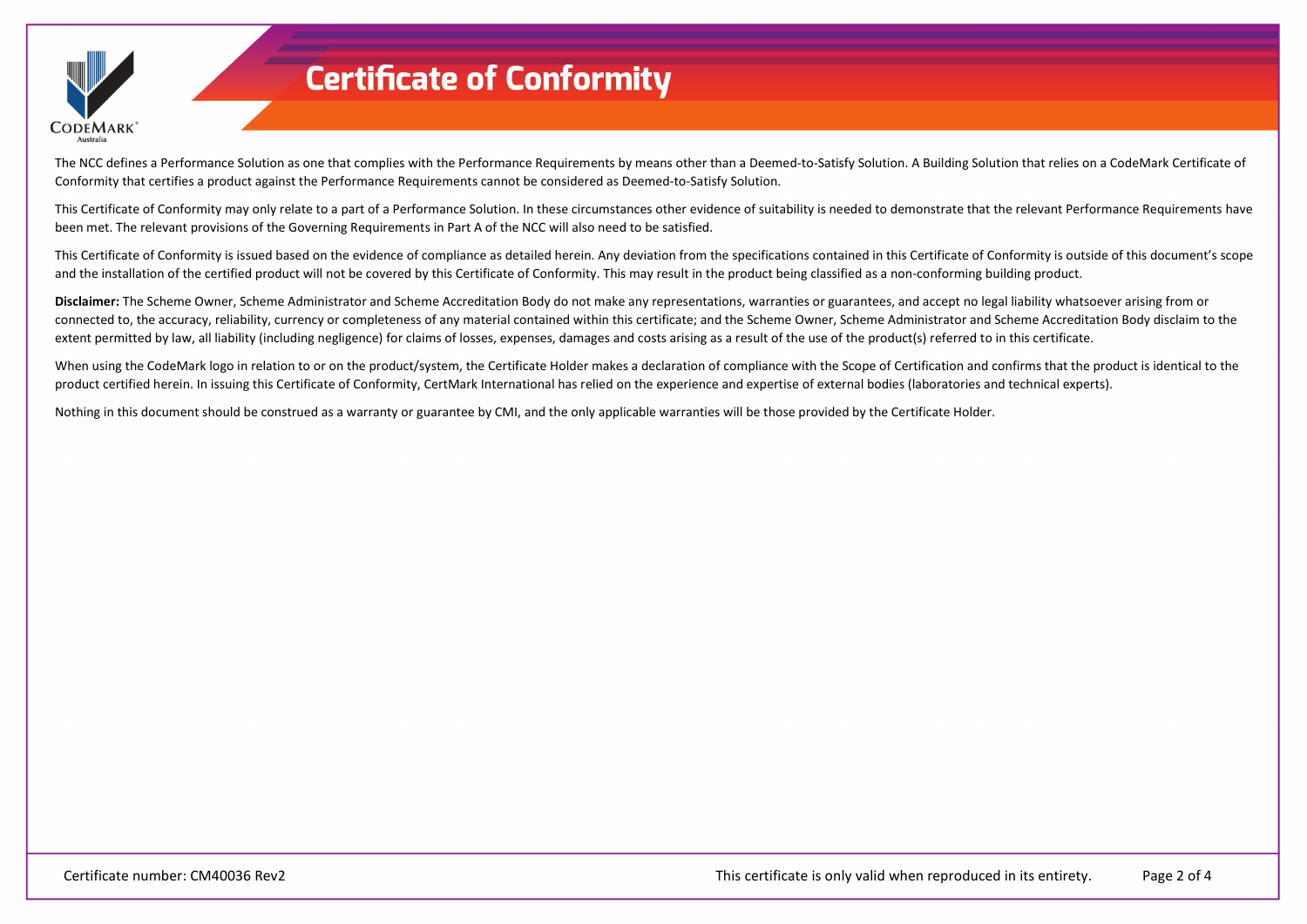# Certificate of Conformity

The NCC defines a Performance Solution as one that complies with the Performance Requirements by means other than a Deemed-to-Satisfy Solution. A Building Solution that relies on a CodeMark Certificate of Conformity that certifies a product against the Performance Requirements cannot be considered as Deemed-to-Satisfy Solution.

This Certificate of Conformity may only relate to a part of a Performance Solution. In these circumstances other evidence of suitability is needed to demonstrate that the relevant Performance Requirements have been met. The relevant provisions of the Governing Requirements in Part A of the NCC will also need to be satisfied.

This Certificate of Conformity is issued based on the evidence of compliance as detailed herein. Any deviation from the specifications contained in this Certificate of Conformity is outside of this document's scope and the installation of the certified product will not be covered by this Certificate of Conformity. This may result in the product being classified as a non-conforming building product.

**Disclaimer:** The Scheme Owner, Scheme Administrator and Scheme Accreditation Body do not make any representations, warranties or guarantees, and accept no legal liability whatsoever arising from or connected to, the accuracy, reliability, currency or completeness of any material contained within this certificate; and the Scheme Owner, Scheme Administrator and Scheme Accreditation Body disclaim to the extent permitted by law, all liability (including negligence) for claims of losses, expenses, damages and costs arising as a result of the use of the product(s) referred to in this certificate.

When using the CodeMark logo in relation to or on the product/system, the Certificate Holder makes a declaration of compliance with the Scope of Certification and confirms that the product is identical to the product certified herein. In issuing this Certificate of Conformity, CertMark International has relied on the experience and expertise of external bodies (laboratories and technical experts).

Nothing in this document should be construed as a warranty or guarantee by CMI, and the only applicable warranties will be those provided by the Certificate Holder.

Certificate number: CM40036 Rev2

This certificate is only valid when reproduced in its entirety.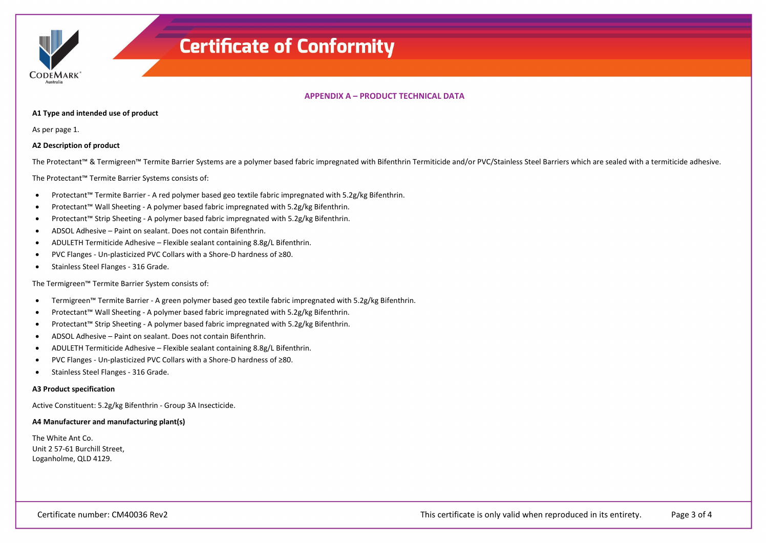## APPENDIX A – PRODUCT TECHNICAL DATA

**A1 Type and intended use of product**

As per page 1.

**A2 Description of product**

The Protectant™ & Termigreen™ Termite Barrier Systems are a polymer based fabric impregnated with Bifenthrin Termiticide and/or PVC/Stainless Steel Barriers which are sealed with a termiticide adhesive.

The Protectant™ Termite Barrier Systems consists of:

- Protectant™ Termite Barrier - A red polymer based geo textile fabric impregnated with 5.2g/kg Bifenthrin.
- Protectant™ Wall Sheeting - A polymer based fabric impregnated with 5.2g/kg Bifenthrin.
- Protectant™ Strip Sheeting - A polymer based fabric impregnated with 5.2g/kg Bifenthrin.
- ADSOL Adhesive – Paint on sealant. Does not contain Bifenthrin.
- ADULETH Termiticide Adhesive – Flexible sealant containing 8.8g/L Bifenthrin.
- PVC Flanges - Un-plasticized PVC Collars with a Shore-D hardness of ≥80.
- Stainless Steel Flanges - 316 Grade.

The Termigreen™ Termite Barrier System consists of:

- Termigreen™ Termite Barrier - A green polymer based geo textile fabric impregnated with 5.2g/kg Bifenthrin.
- Protectant™ Wall Sheeting - A polymer based fabric impregnated with 5.2g/kg Bifenthrin.
- Protectant™ Strip Sheeting - A polymer based fabric impregnated with 5.2g/kg Bifenthrin.
- ADSOL Adhesive – Paint on sealant. Does not contain Bifenthrin.
- ADULETH Termiticide Adhesive – Flexible sealant containing 8.8g/L Bifenthrin.
- PVC Flanges - Un-plasticized PVC Collars with a Shore-D hardness of ≥80.
- Stainless Steel Flanges - 316 Grade.

**A3 Product specification**

Active Constituent: 5.2g/kg Bifenthrin - Group 3A Insecticide.

**A4 Manufacturer and manufacturing plant(s)**

The White Ant Co.
Unit 2 57-61 Burchill Street,
Loganholme, QLD 4129.

Certificate number: CM40036 Rev2

This certificate is only valid when reproduced in its entirety.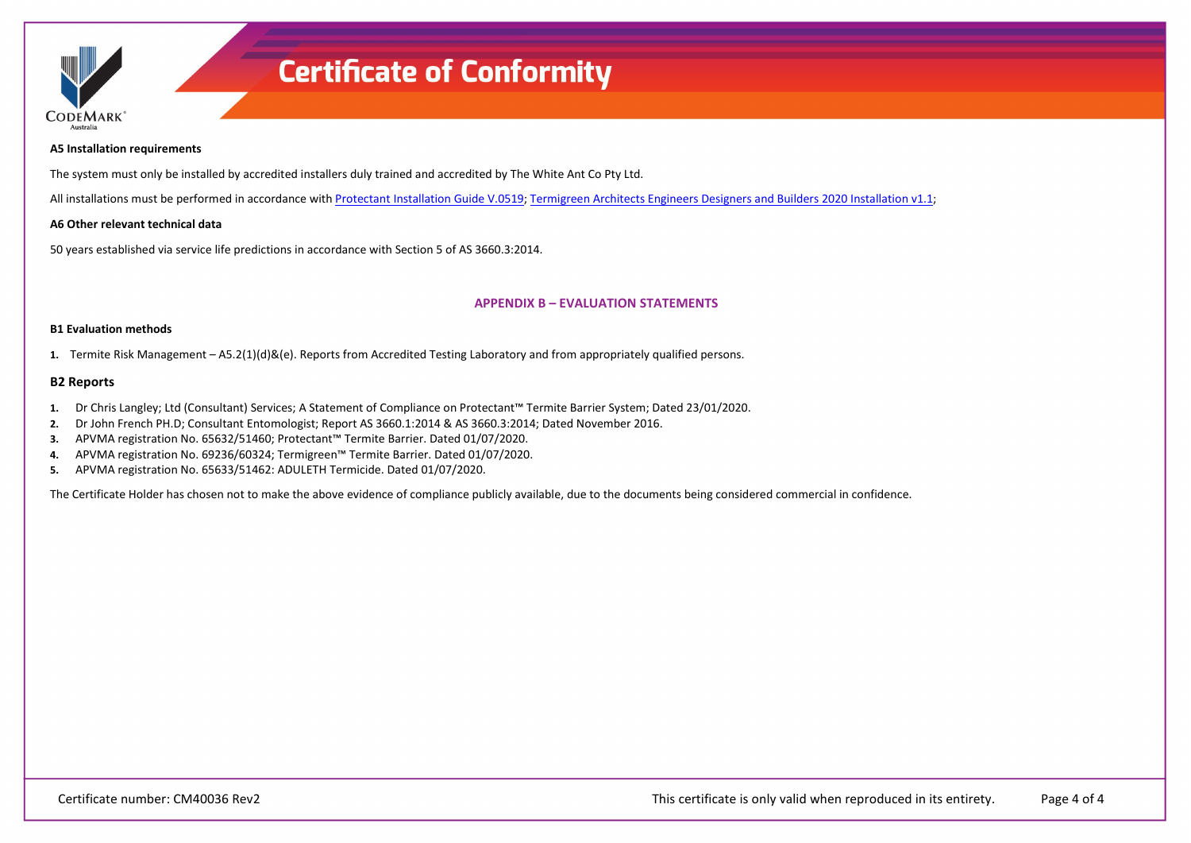**A5 Installation requirements**

The system must only be installed by accredited installers duly trained and accredited by The White Ant Co Pty Ltd.

All installations must be performed in accordance with Protectant Installation Guide V.0519; Termigreen Architects Engineers Designers and Builders 2020 Installation v1.1;

**A6 Other relevant technical data**

50 years established via service life predictions in accordance with Section 5 of AS 3660.3:2014.

## APPENDIX B – EVALUATION STATEMENTS

**B1 Evaluation methods**

1. Termite Risk Management – A5.2(1)(d)&(e). Reports from Accredited Testing Laboratory and from appropriately qualified persons.

### B2 Reports

1. Dr Chris Langley; Ltd (Consultant) Services; A Statement of Compliance on Protectant™ Termite Barrier System; Dated 23/01/2020.
2. Dr John French PH.D; Consultant Entomologist; Report AS 3660.1:2014 & AS 3660.3:2014; Dated November 2016.
3. APVMA registration No. 65632/51460; Protectant™ Termite Barrier. Dated 01/07/2020.
4. APVMA registration No. 69236/60324; Termigreen™ Termite Barrier. Dated 01/07/2020.
5. APVMA registration No. 65633/51462: ADULETH Termicide. Dated 01/07/2020.

The Certificate Holder has chosen not to make the above evidence of compliance publicly available, due to the documents being considered commercial in confidence.